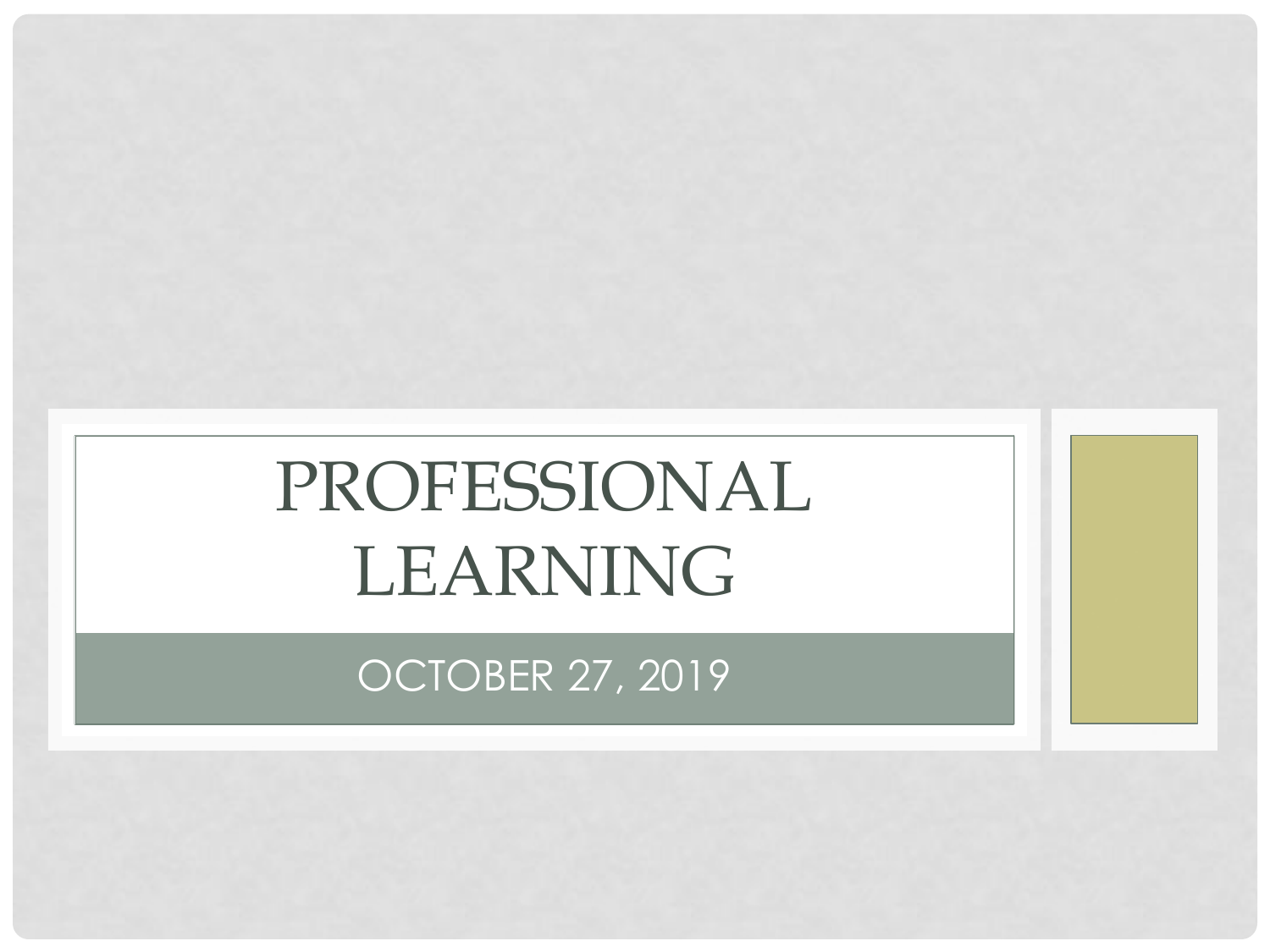# PROFESSIONAL LEARNING

OCTOBER 27, 2019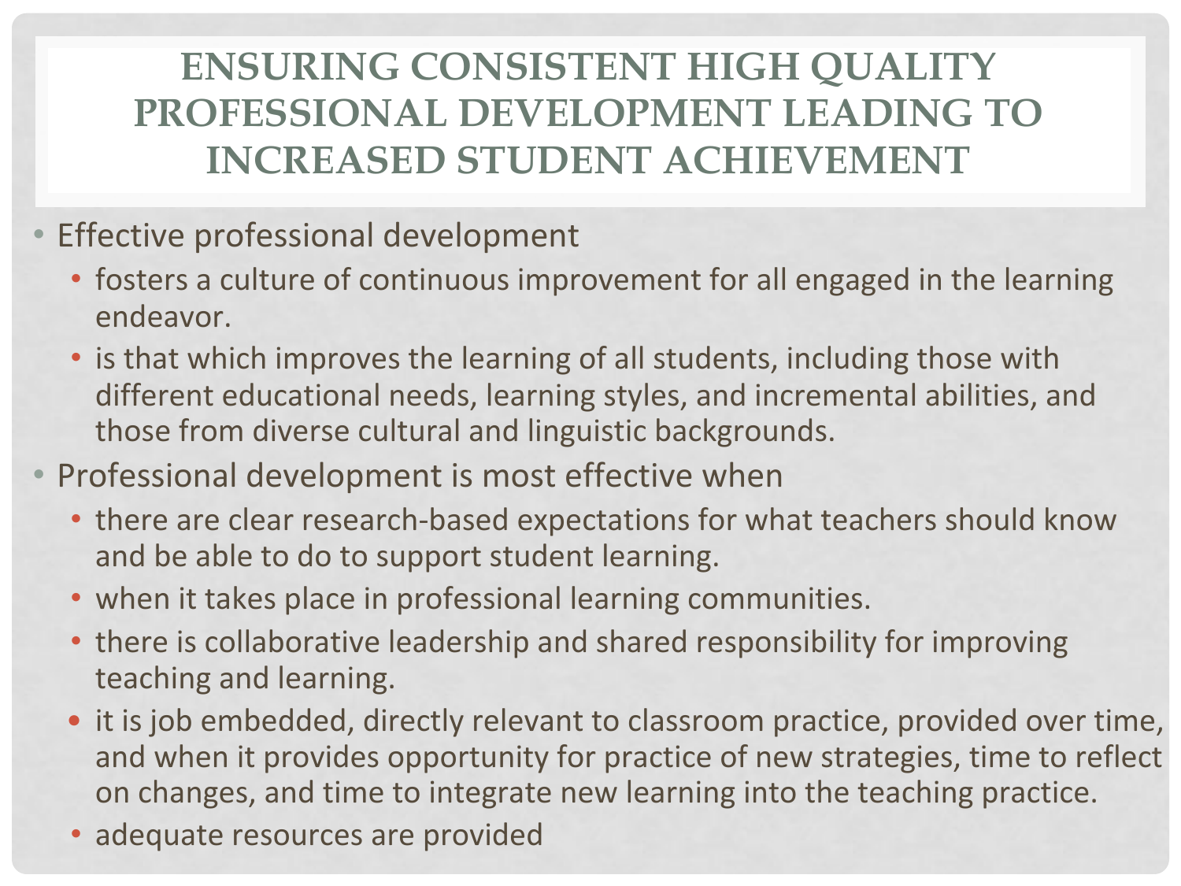# ENSURING CONSISTENT HIGH QUALITY PROFESSIONAL DEVELOPMENT LEADING TO INCREASED STUDENT ACHIEVEMENT

- Effective professional development
  - fosters a culture of continuous improvement for all engaged in the learning endeavor.
  - is that which improves the learning of all students, including those with different educational needs, learning styles, and incremental abilities, and those from diverse cultural and linguistic backgrounds.
- Professional development is most effective when
  - there are clear research-based expectations for what teachers should know and be able to do to support student learning.
  - when it takes place in professional learning communities.
  - there is collaborative leadership and shared responsibility for improving teaching and learning.
  - it is job embedded, directly relevant to classroom practice, provided over time, and when it provides opportunity for practice of new strategies, time to reflect on changes, and time to integrate new learning into the teaching practice.
  - adequate resources are provided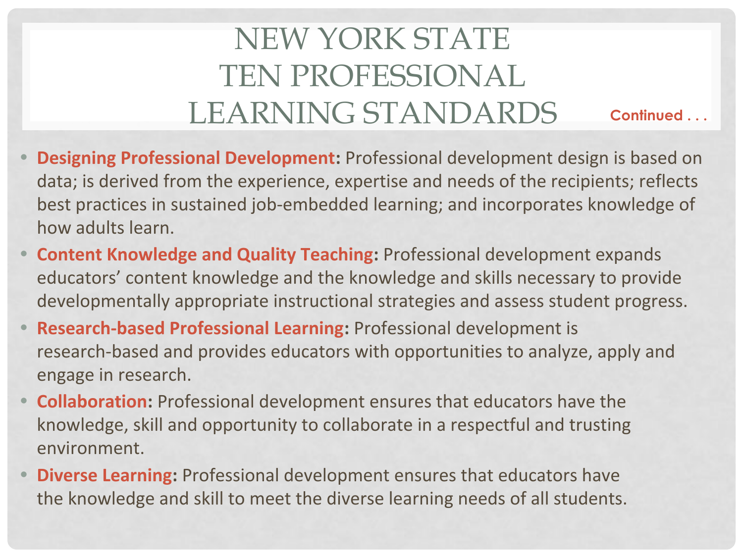# NEW YORK STATE TEN PROFESSIONAL LEARNING STANDARDS

Continued . . .

- **Designing Professional Development:** Professional development design is based on data; is derived from the experience, expertise and needs of the recipients; reflects best practices in sustained job-embedded learning; and incorporates knowledge of how adults learn.
- **Content Knowledge and Quality Teaching:** Professional development expands educators' content knowledge and the knowledge and skills necessary to provide developmentally appropriate instructional strategies and assess student progress.
- **Research-based Professional Learning:** Professional development is research-based and provides educators with opportunities to analyze, apply and engage in research.
- **Collaboration:** Professional development ensures that educators have the knowledge, skill and opportunity to collaborate in a respectful and trusting environment.
- **Diverse Learning:** Professional development ensures that educators have the knowledge and skill to meet the diverse learning needs of all students.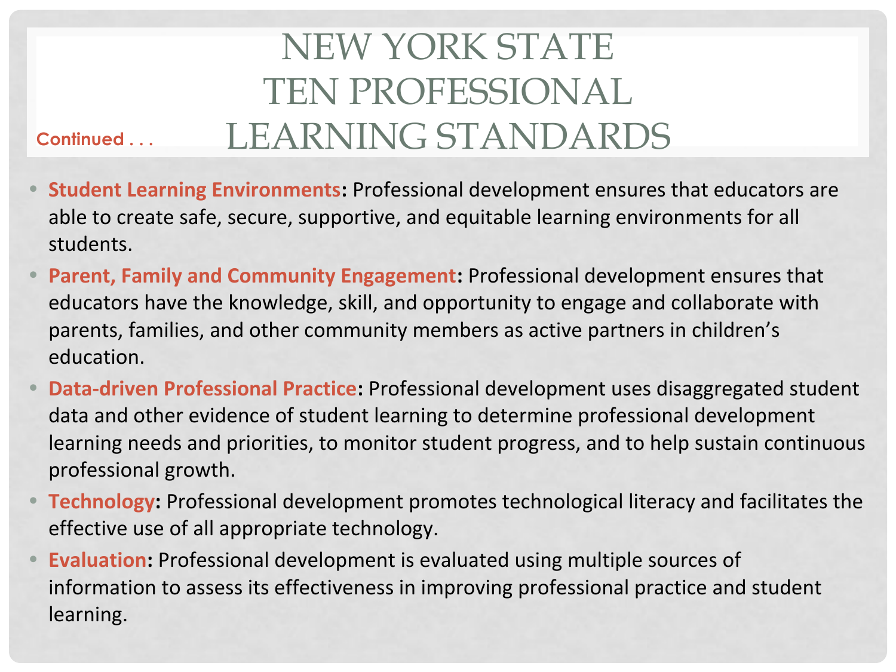# NEW YORK STATE TEN PROFESSIONAL LEARNING STANDARDS

Continued . . .

- **Student Learning Environments:** Professional development ensures that educators are able to create safe, secure, supportive, and equitable learning environments for all students.
- **Parent, Family and Community Engagement:** Professional development ensures that educators have the knowledge, skill, and opportunity to engage and collaborate with parents, families, and other community members as active partners in children's education.
- **Data-driven Professional Practice:** Professional development uses disaggregated student data and other evidence of student learning to determine professional development learning needs and priorities, to monitor student progress, and to help sustain continuous professional growth.
- **Technology:** Professional development promotes technological literacy and facilitates the effective use of all appropriate technology.
- **Evaluation:** Professional development is evaluated using multiple sources of information to assess its effectiveness in improving professional practice and student learning.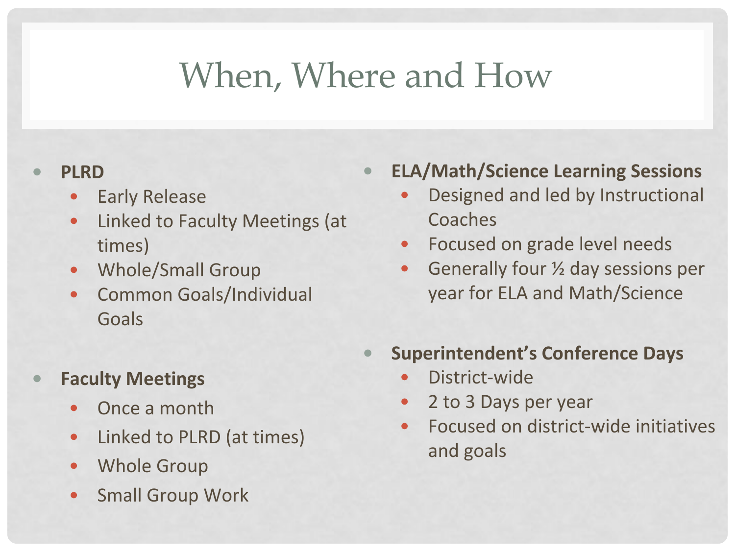# When, Where and How

- **PLRD**
  - Early Release
  - Linked to Faculty Meetings (at times)
  - Whole/Small Group
  - Common Goals/Individual Goals

- **Faculty Meetings**
  - Once a month
  - Linked to PLRD (at times)
  - Whole Group
  - Small Group Work

- **ELA/Math/Science Learning Sessions**
  - Designed and led by Instructional Coaches
  - Focused on grade level needs
  - Generally four ½ day sessions per year for ELA and Math/Science

- **Superintendent's Conference Days**
  - District-wide
  - 2 to 3 Days per year
  - Focused on district-wide initiatives and goals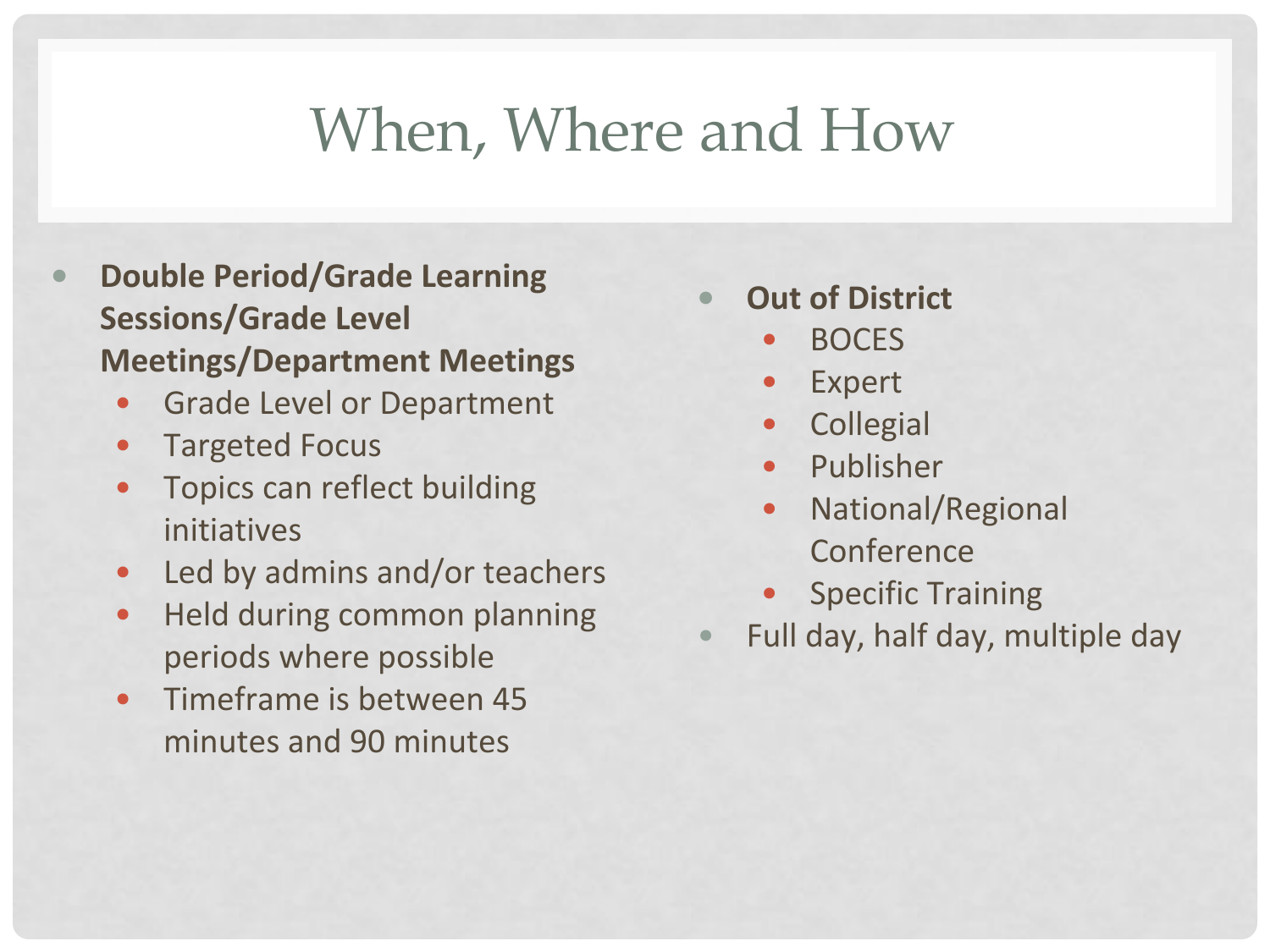# When, Where and How

- **Double Period/Grade Learning Sessions/Grade Level Meetings/Department Meetings**
  - Grade Level or Department
  - Targeted Focus
  - Topics can reflect building initiatives
  - Led by admins and/or teachers
  - Held during common planning periods where possible
  - Timeframe is between 45 minutes and 90 minutes

- **Out of District**
  - BOCES
  - Expert
  - Collegial
  - Publisher
  - National/Regional Conference
  - Specific Training
- Full day, half day, multiple day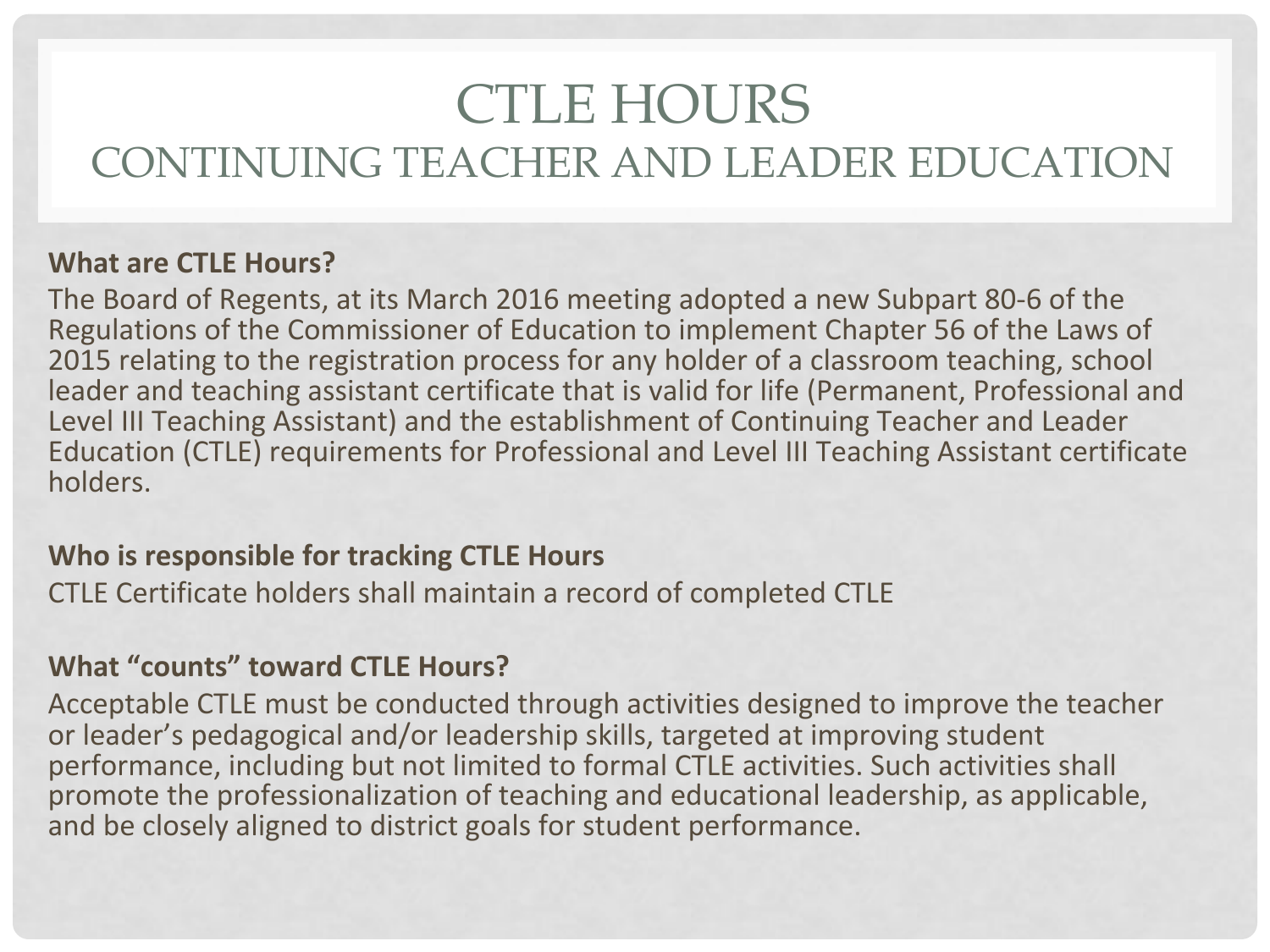# CTLE HOURS
## CONTINUING TEACHER AND LEADER EDUCATION

**What are CTLE Hours?**

The Board of Regents, at its March 2016 meeting adopted a new Subpart 80-6 of the Regulations of the Commissioner of Education to implement Chapter 56 of the Laws of 2015 relating to the registration process for any holder of a classroom teaching, school leader and teaching assistant certificate that is valid for life (Permanent, Professional and Level III Teaching Assistant) and the establishment of Continuing Teacher and Leader Education (CTLE) requirements for Professional and Level III Teaching Assistant certificate holders.

**Who is responsible for tracking CTLE Hours**

CTLE Certificate holders shall maintain a record of completed CTLE

**What "counts" toward CTLE Hours?**

Acceptable CTLE must be conducted through activities designed to improve the teacher or leader's pedagogical and/or leadership skills, targeted at improving student performance, including but not limited to formal CTLE activities. Such activities shall promote the professionalization of teaching and educational leadership, as applicable, and be closely aligned to district goals for student performance.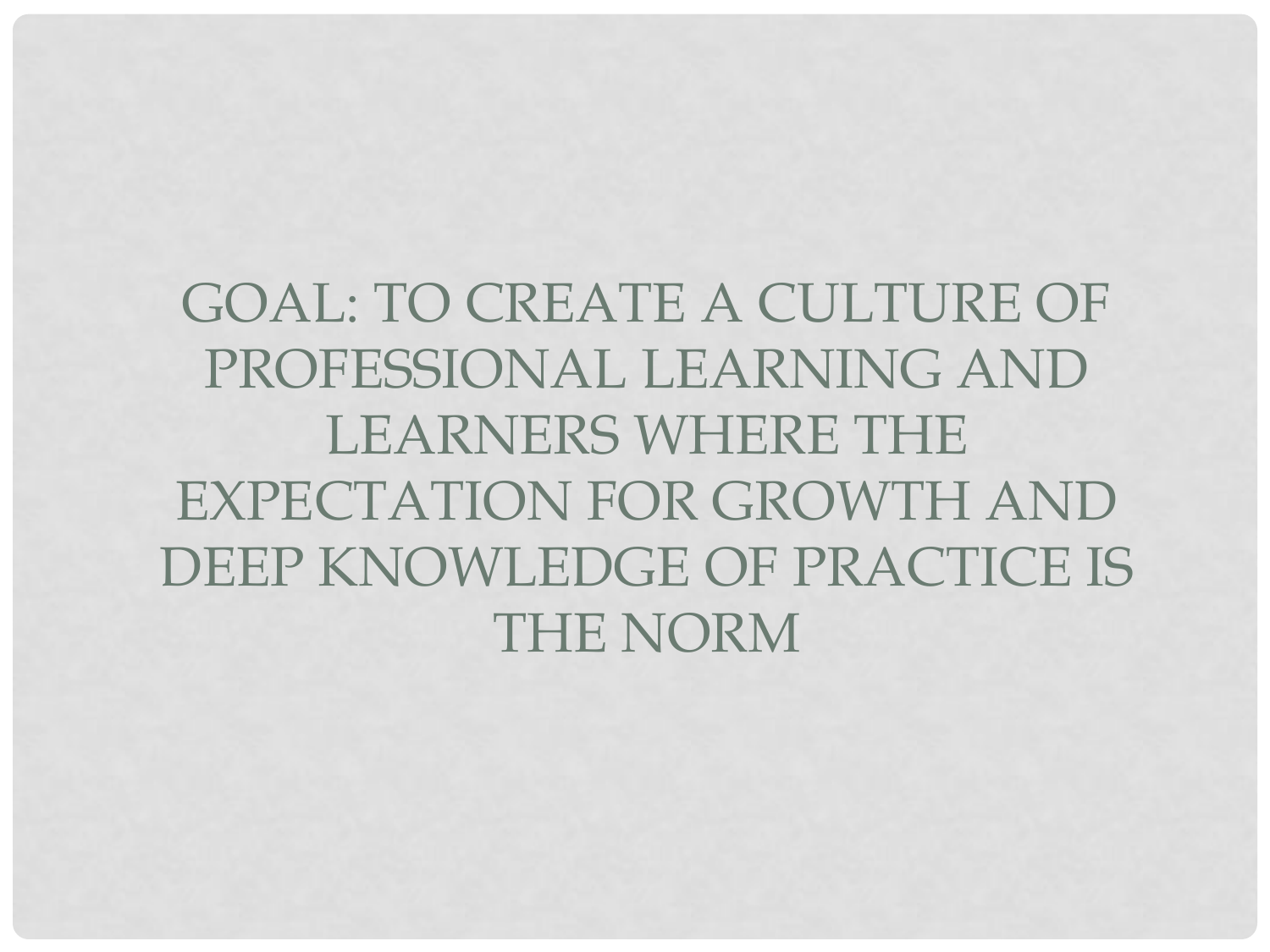# GOAL: TO CREATE A CULTURE OF PROFESSIONAL LEARNING AND LEARNERS WHERE THE EXPECTATION FOR GROWTH AND DEEP KNOWLEDGE OF PRACTICE IS THE NORM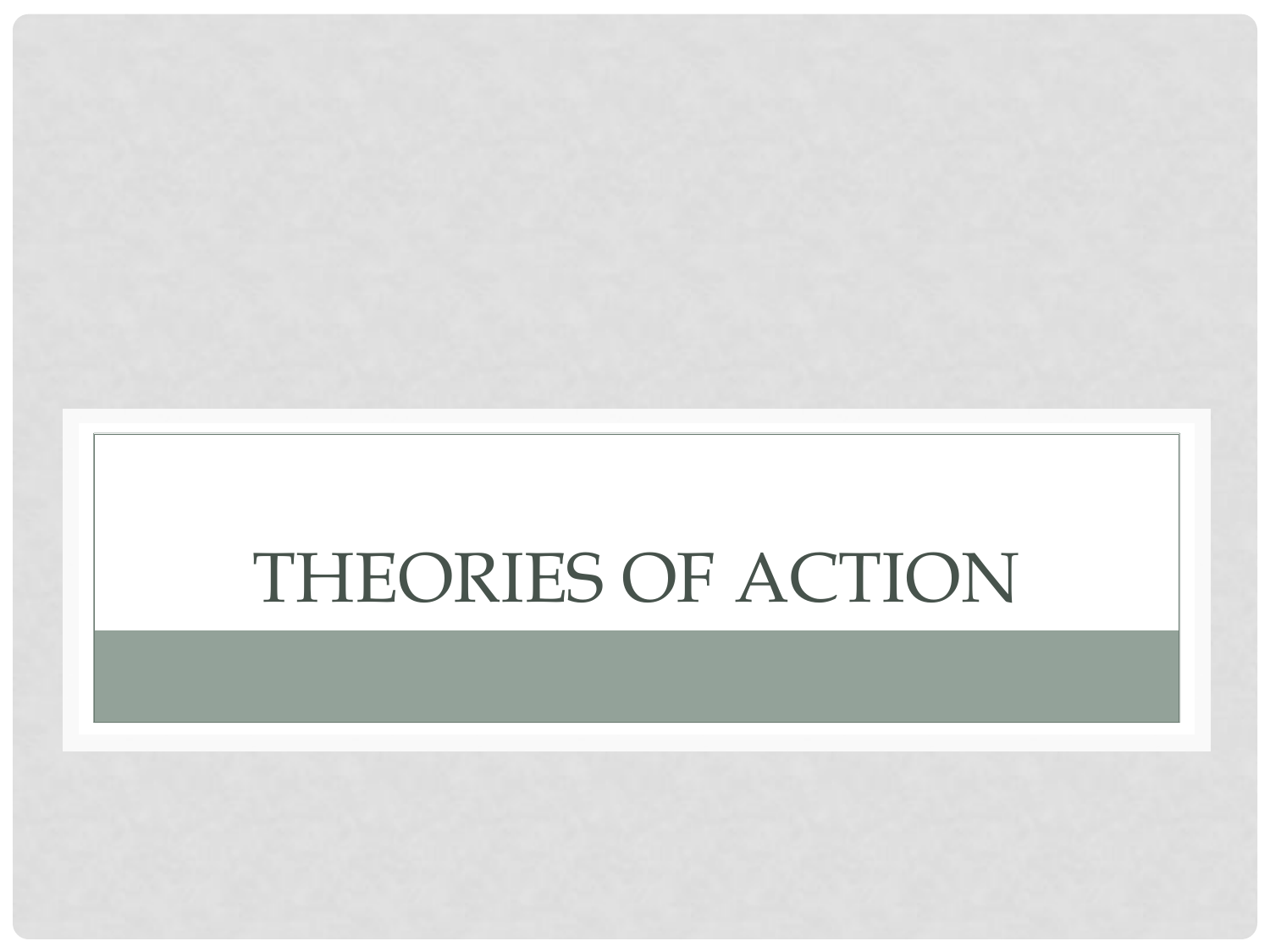# THEORIES OF ACTION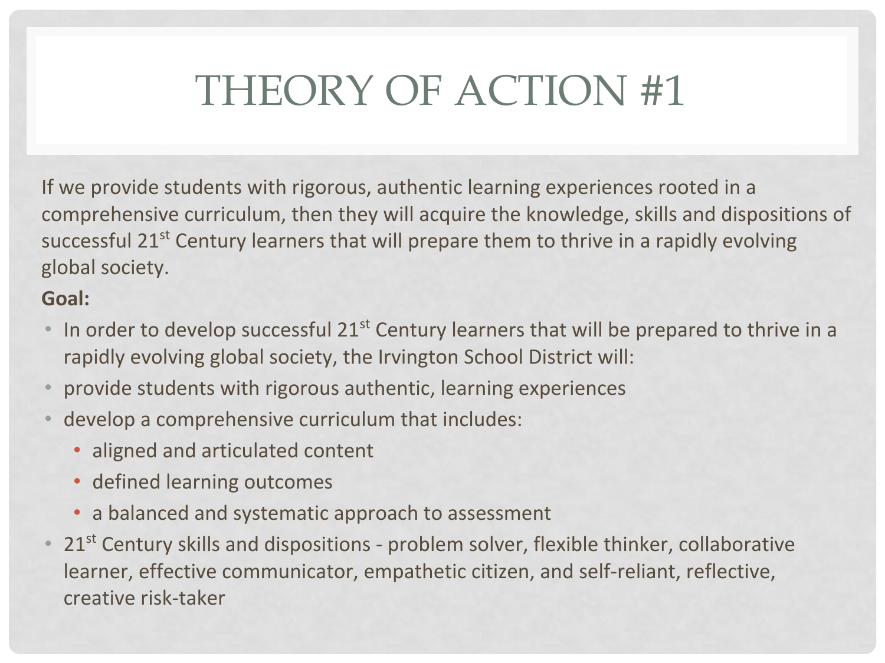# THEORY OF ACTION #1

If we provide students with rigorous, authentic learning experiences rooted in a comprehensive curriculum, then they will acquire the knowledge, skills and dispositions of successful 21st Century learners that will prepare them to thrive in a rapidly evolving global society.

**Goal:**

- In order to develop successful 21st Century learners that will be prepared to thrive in a rapidly evolving global society, the Irvington School District will:
- provide students with rigorous authentic, learning experiences
- develop a comprehensive curriculum that includes:
  - aligned and articulated content
  - defined learning outcomes
  - a balanced and systematic approach to assessment
- 21st Century skills and dispositions - problem solver, flexible thinker, collaborative learner, effective communicator, empathetic citizen, and self-reliant, reflective, creative risk-taker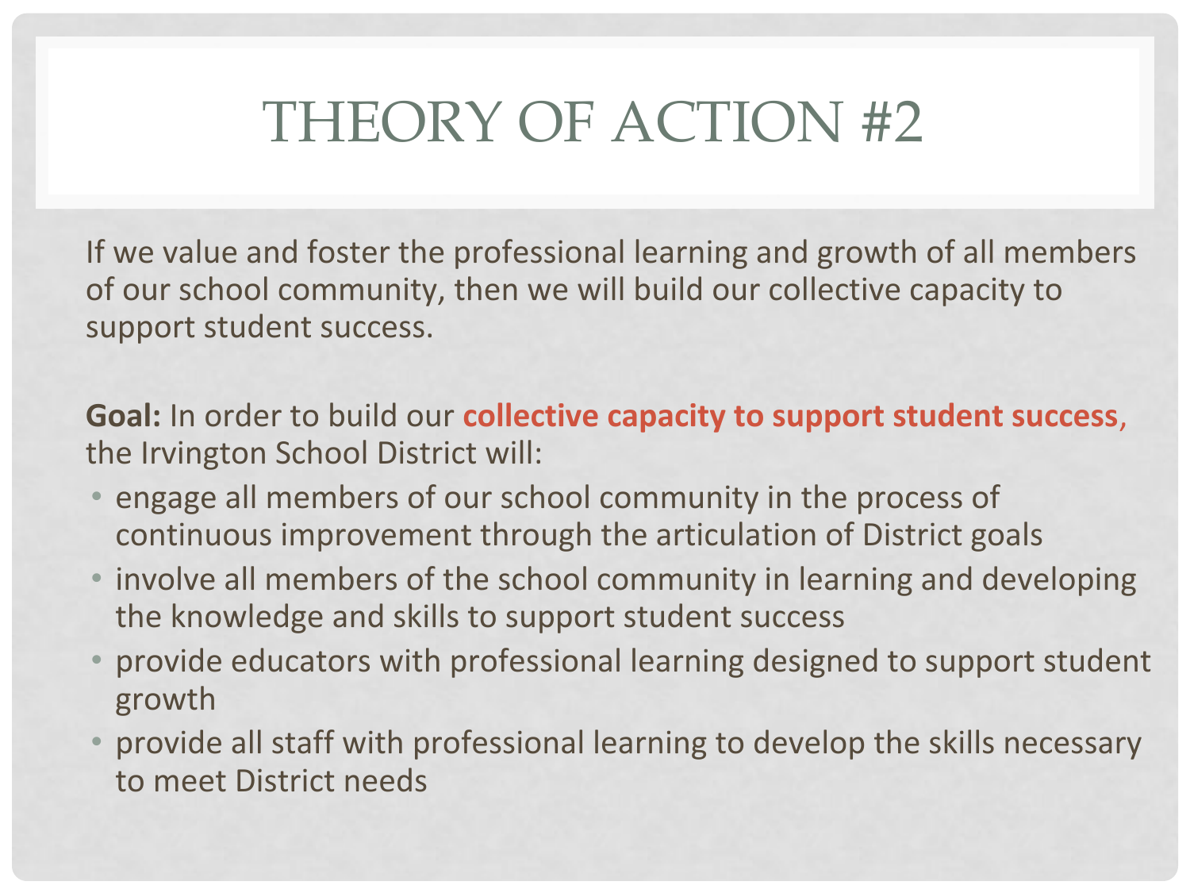# THEORY OF ACTION #2

If we value and foster the professional learning and growth of all members of our school community, then we will build our collective capacity to support student success.

**Goal:** In order to build our **collective capacity to support student success**, the Irvington School District will:

- engage all members of our school community in the process of continuous improvement through the articulation of District goals
- involve all members of the school community in learning and developing the knowledge and skills to support student success
- provide educators with professional learning designed to support student growth
- provide all staff with professional learning to develop the skills necessary to meet District needs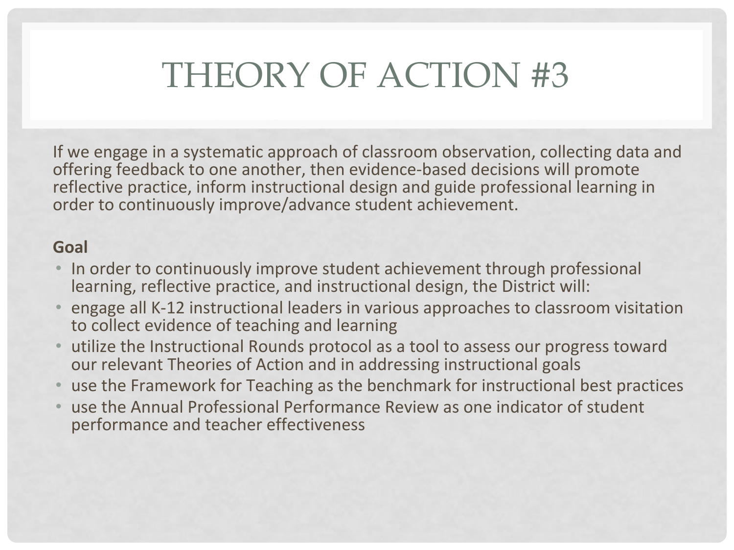# THEORY OF ACTION #3

If we engage in a systematic approach of classroom observation, collecting data and offering feedback to one another, then evidence-based decisions will promote reflective practice, inform instructional design and guide professional learning in order to continuously improve/advance student achievement.

**Goal**

- In order to continuously improve student achievement through professional learning, reflective practice, and instructional design, the District will:
- engage all K-12 instructional leaders in various approaches to classroom visitation to collect evidence of teaching and learning
- utilize the Instructional Rounds protocol as a tool to assess our progress toward our relevant Theories of Action and in addressing instructional goals
- use the Framework for Teaching as the benchmark for instructional best practices
- use the Annual Professional Performance Review as one indicator of student performance and teacher effectiveness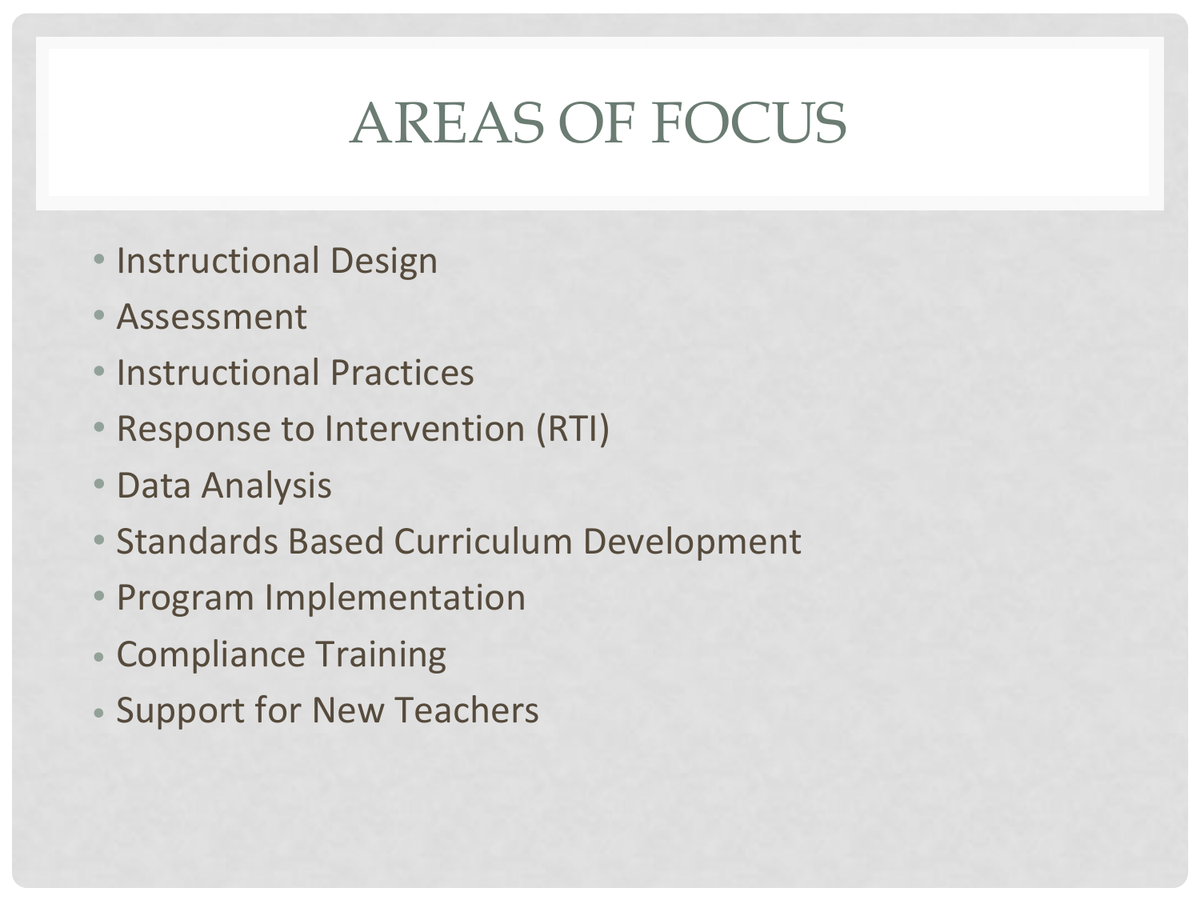# AREAS OF FOCUS

- Instructional Design
- Assessment
- Instructional Practices
- Response to Intervention (RTI)
- Data Analysis
- Standards Based Curriculum Development
- Program Implementation
- Compliance Training
- Support for New Teachers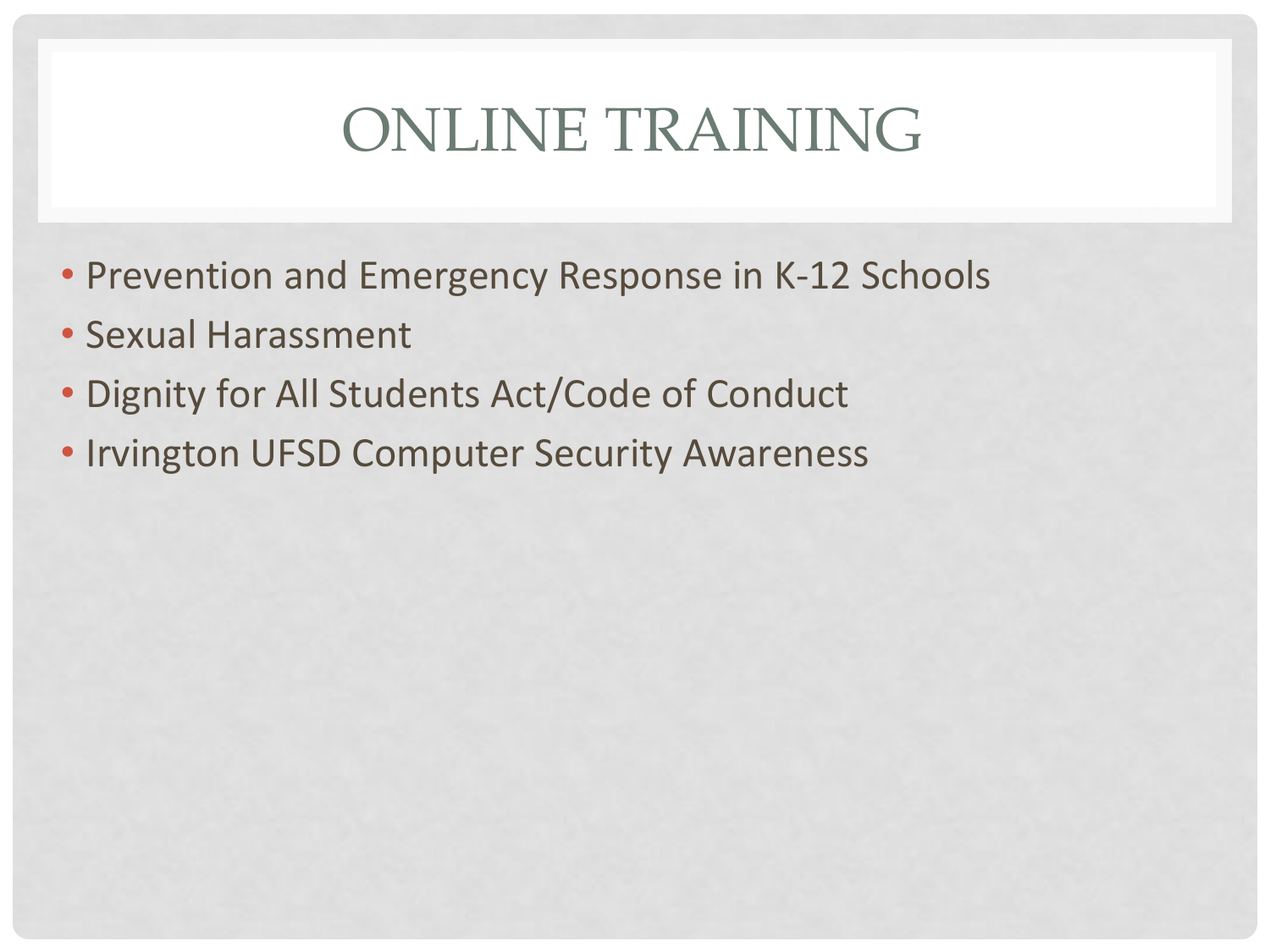# ONLINE TRAINING

- Prevention and Emergency Response in K-12 Schools
- Sexual Harassment
- Dignity for All Students Act/Code of Conduct
- Irvington UFSD Computer Security Awareness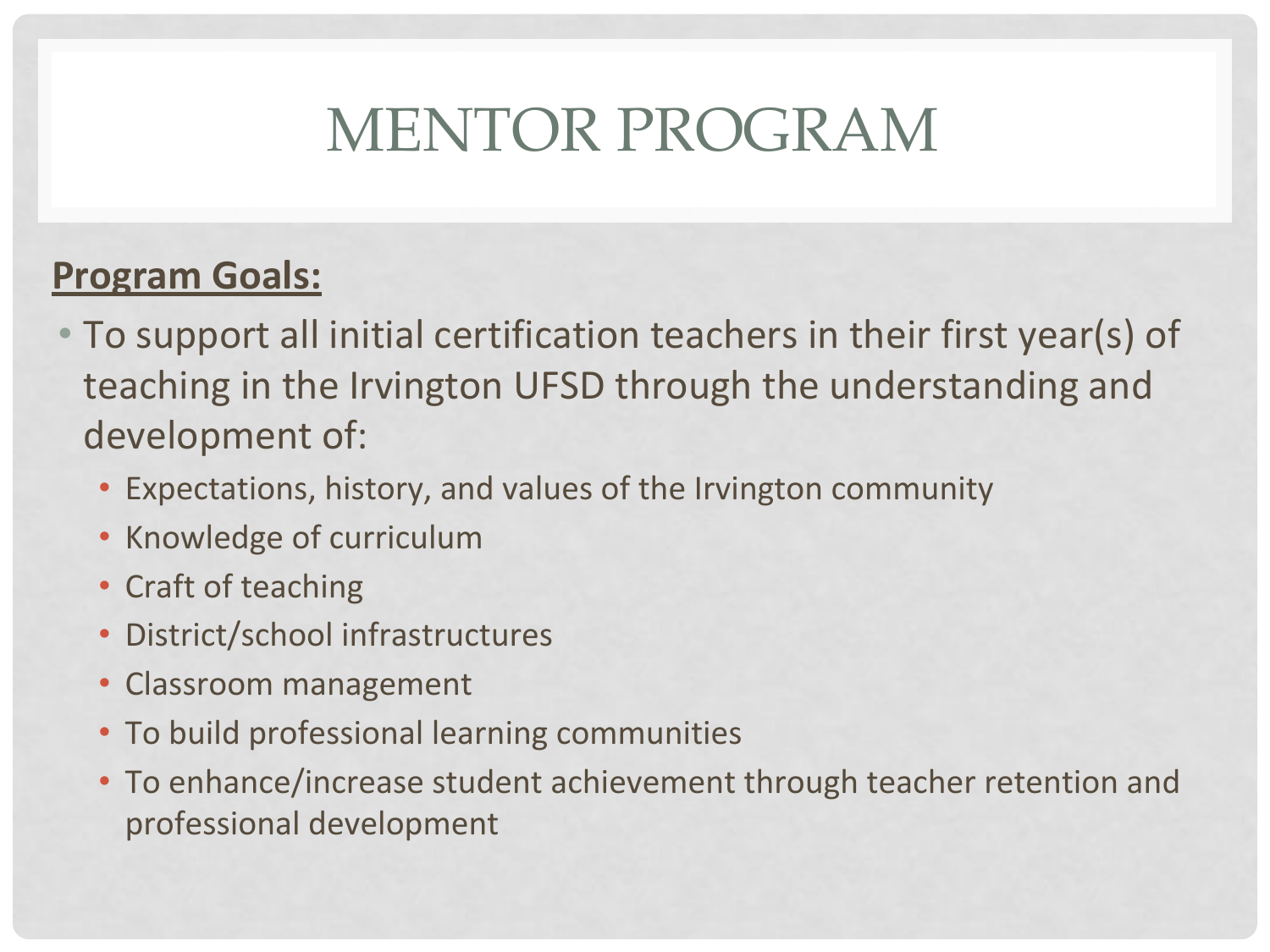# MENTOR PROGRAM

**Program Goals:**

- To support all initial certification teachers in their first year(s) of teaching in the Irvington UFSD through the understanding and development of:
  - Expectations, history, and values of the Irvington community
  - Knowledge of curriculum
  - Craft of teaching
  - District/school infrastructures
  - Classroom management
  - To build professional learning communities
  - To enhance/increase student achievement through teacher retention and professional development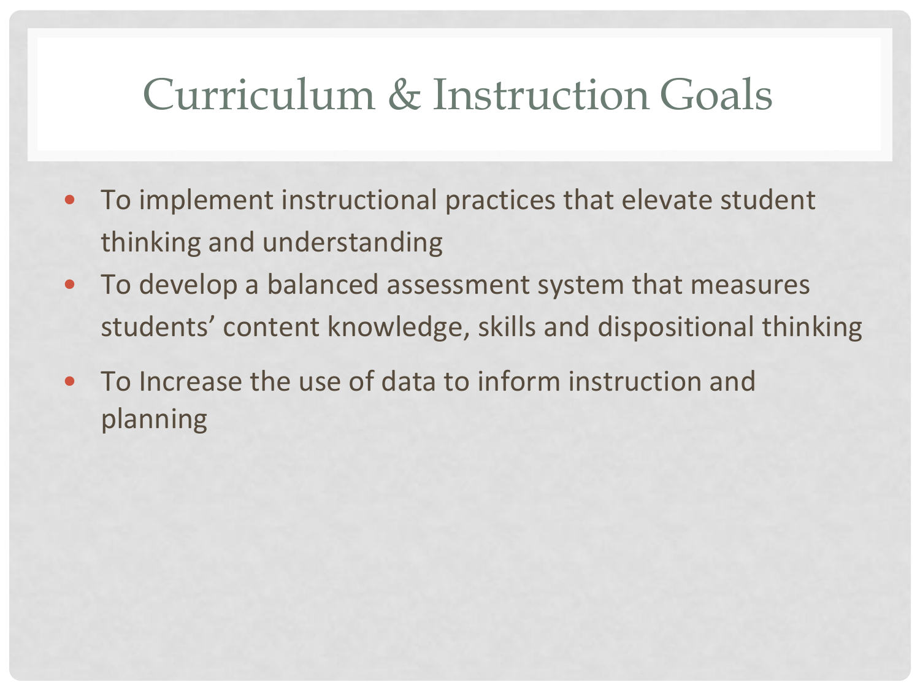# Curriculum & Instruction Goals

- To implement instructional practices that elevate student thinking and understanding
- To develop a balanced assessment system that measures students' content knowledge, skills and dispositional thinking
- To Increase the use of data to inform instruction and planning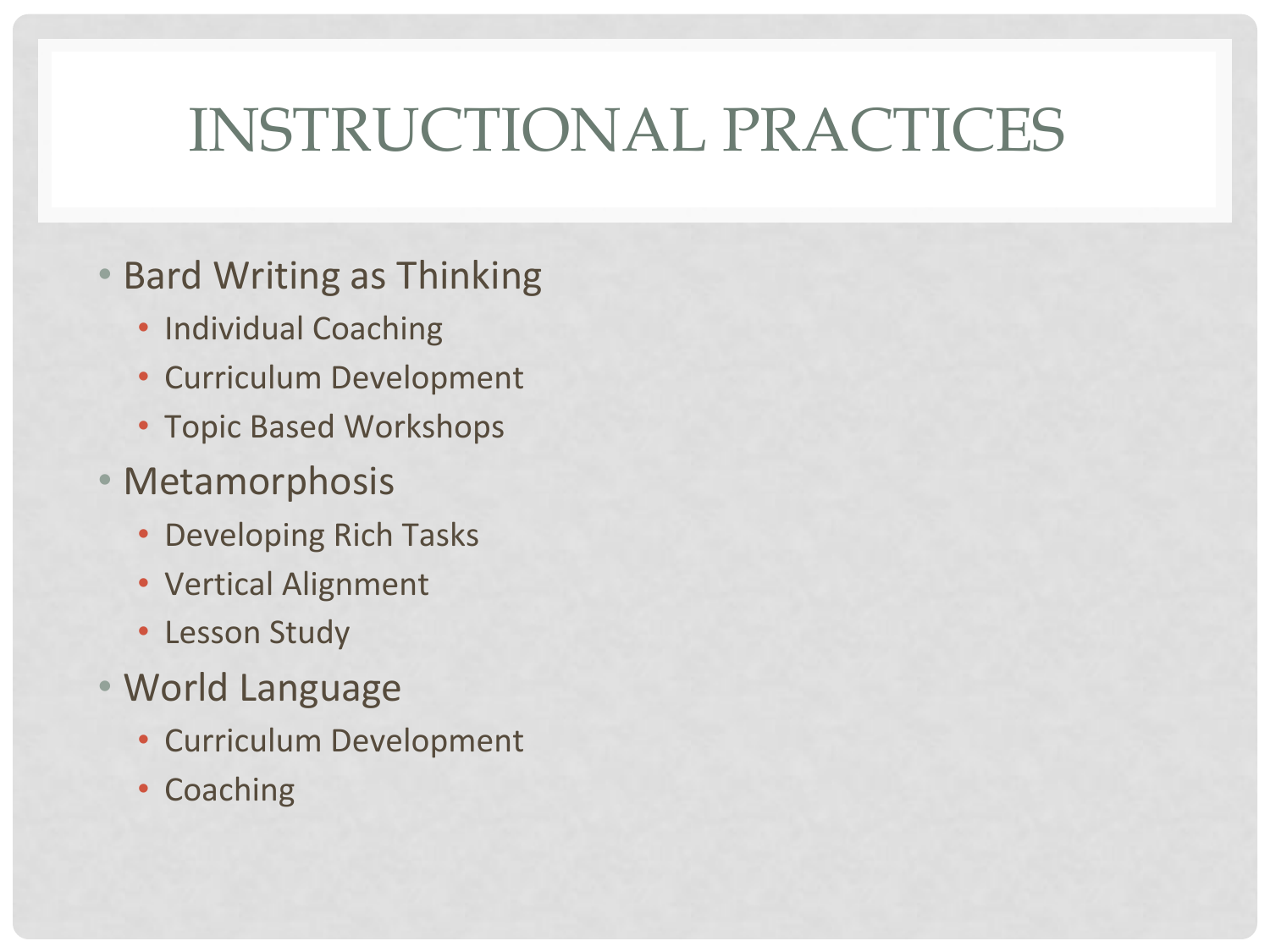# INSTRUCTIONAL PRACTICES

- Bard Writing as Thinking
  - Individual Coaching
  - Curriculum Development
  - Topic Based Workshops
- Metamorphosis
  - Developing Rich Tasks
  - Vertical Alignment
  - Lesson Study
- World Language
  - Curriculum Development
  - Coaching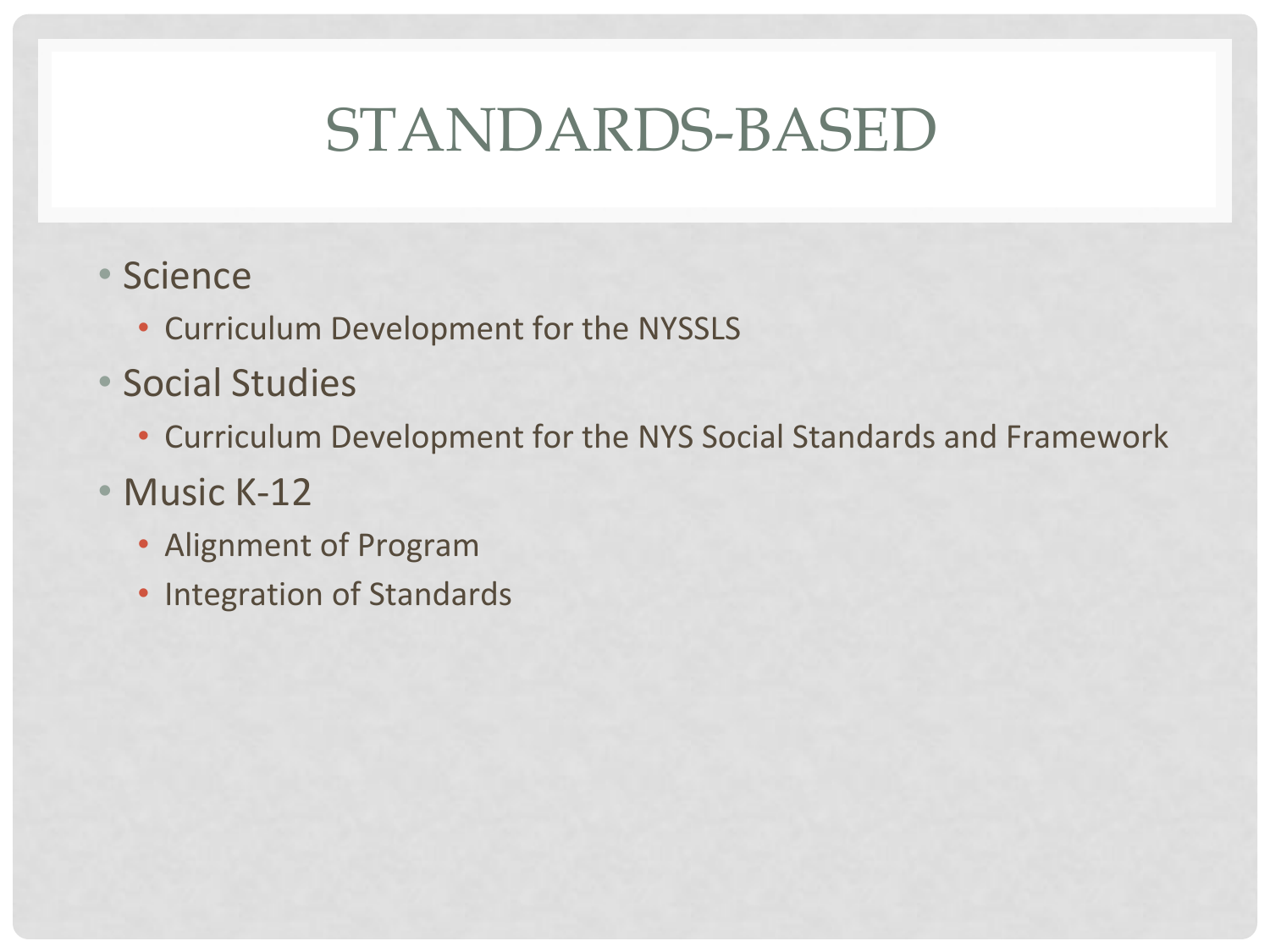# STANDARDS-BASED

- Science
  - Curriculum Development for the NYSSLS
- Social Studies
  - Curriculum Development for the NYS Social Standards and Framework
- Music K-12
  - Alignment of Program
  - Integration of Standards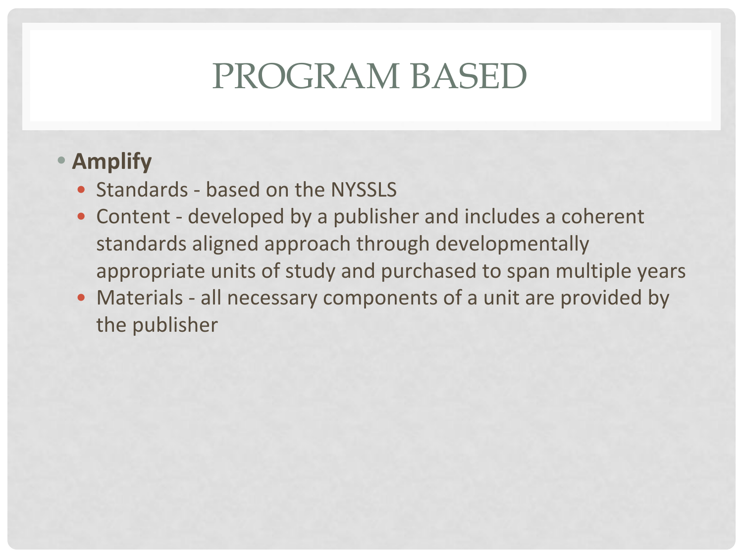# PROGRAM BASED

- **Amplify**
  - Standards - based on the NYSSLS
  - Content - developed by a publisher and includes a coherent standards aligned approach through developmentally appropriate units of study and purchased to span multiple years
  - Materials - all necessary components of a unit are provided by the publisher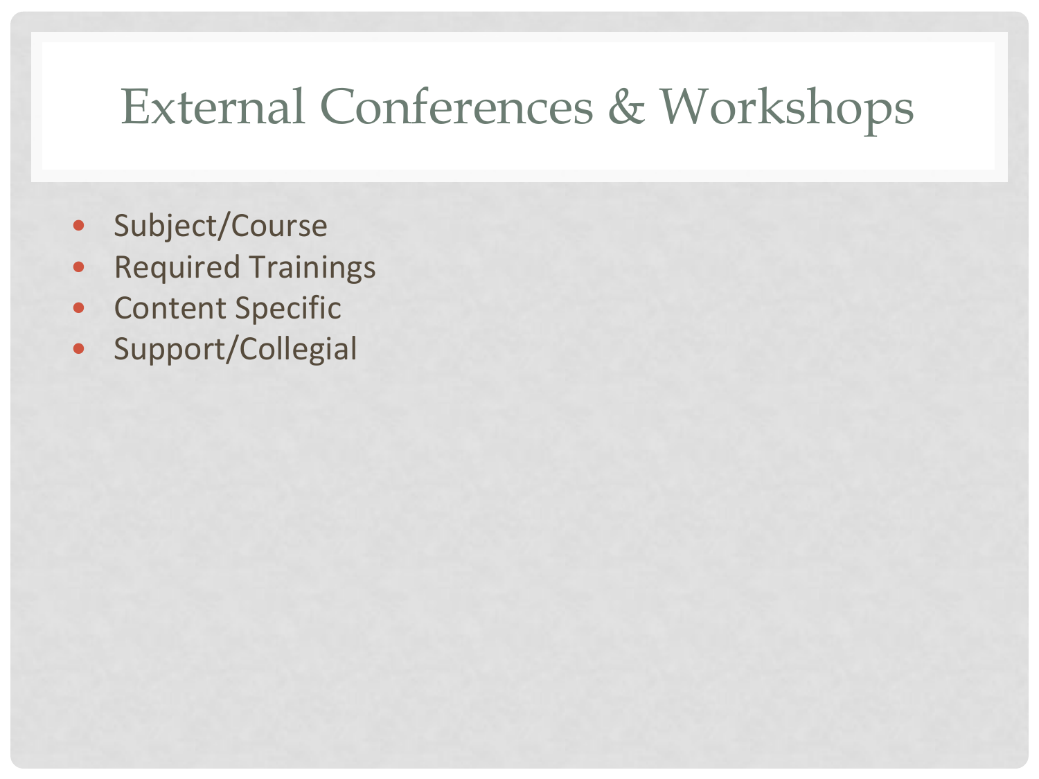# External Conferences & Workshops

- Subject/Course
- Required Trainings
- Content Specific
- Support/Collegial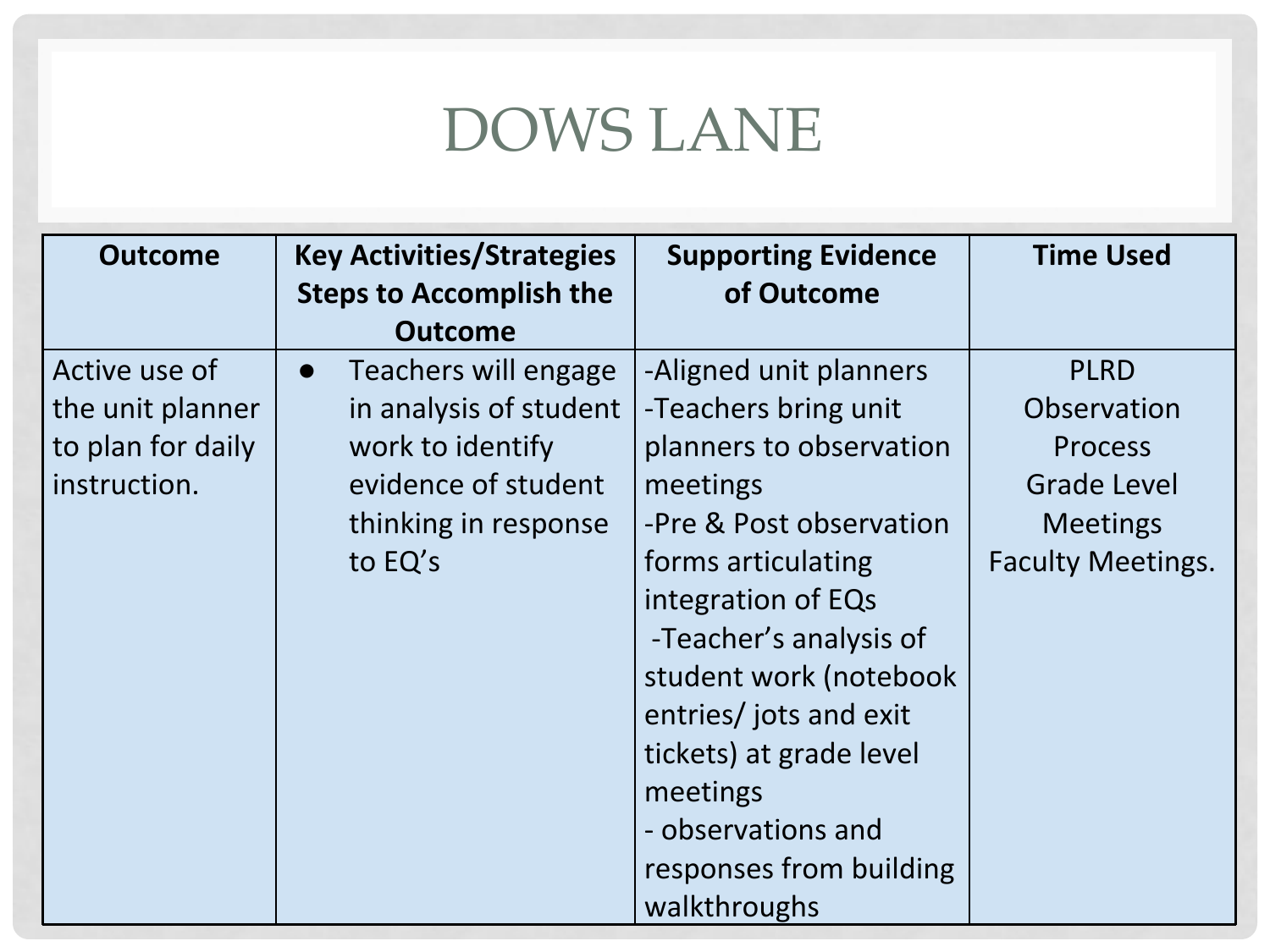# DOWS LANE

| Outcome | Key Activities/Strategies Steps to Accomplish the Outcome | Supporting Evidence of Outcome | Time Used |
|---|---|---|---|
| Active use of the unit planner to plan for daily instruction. | ● Teachers will engage in analysis of student work to identify evidence of student thinking in response to EQ's | -Aligned unit planners<br>-Teachers bring unit planners to observation meetings<br>-Pre & Post observation forms articulating integration of EQs<br>-Teacher's analysis of student work (notebook entries/ jots and exit tickets) at grade level meetings<br>- observations and responses from building walkthroughs | PLRD<br>Observation Process<br>Grade Level Meetings<br>Faculty Meetings. |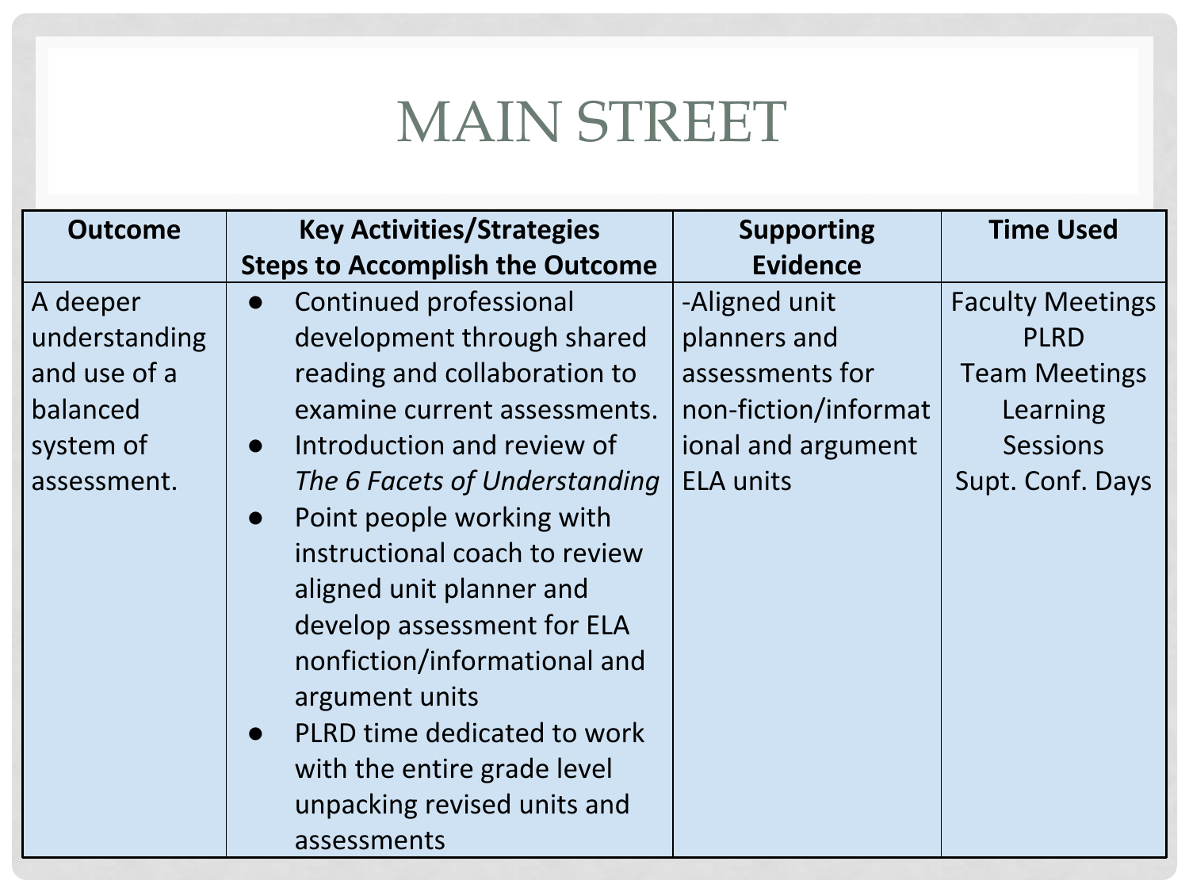# MAIN STREET

| Outcome | Key Activities/Strategies Steps to Accomplish the Outcome | Supporting Evidence | Time Used |
|---|---|---|---|
| A deeper understanding and use of a balanced system of assessment. | ● Continued professional development through shared reading and collaboration to examine current assessments.<br>● Introduction and review of *The 6 Facets of Understanding*<br>● Point people working with instructional coach to review aligned unit planner and develop assessment for ELA nonfiction/informational and argument units<br>● PLRD time dedicated to work with the entire grade level unpacking revised units and assessments | -Aligned unit planners and assessments for non-fiction/informational and argument ELA units | Faculty Meetings<br>PLRD<br>Team Meetings<br>Learning Sessions<br>Supt. Conf. Days |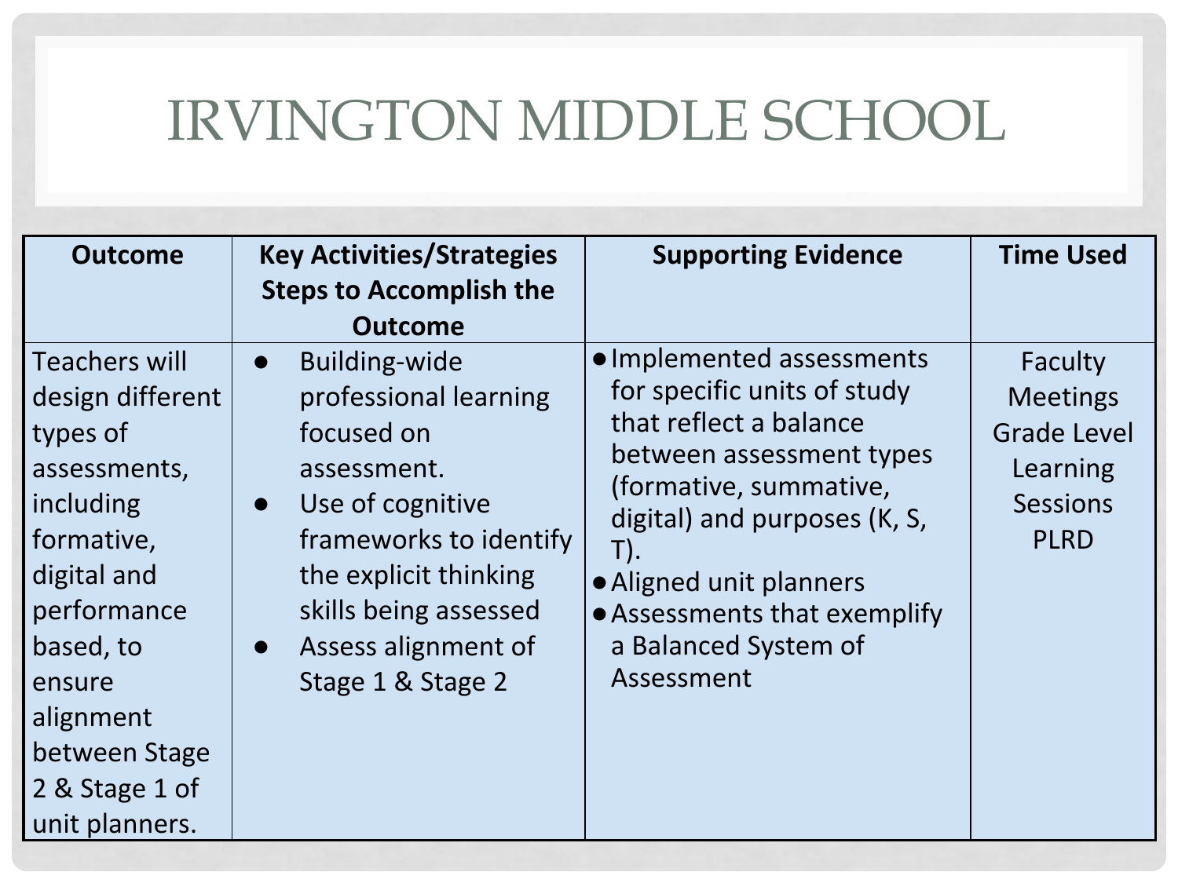# IRVINGTON MIDDLE SCHOOL

| Outcome | Key Activities/Strategies Steps to Accomplish the Outcome | Supporting Evidence | Time Used |
|---|---|---|---|
| Teachers will design different types of assessments, including formative, digital and performance based, to ensure alignment between Stage 2 & Stage 1 of unit planners. | • Building-wide professional learning focused on assessment.<br>• Use of cognitive frameworks to identify the explicit thinking skills being assessed<br>• Assess alignment of Stage 1 & Stage 2 | • Implemented assessments for specific units of study that reflect a balance between assessment types (formative, summative, digital) and purposes (K, S, T).<br>• Aligned unit planners<br>• Assessments that exemplify a Balanced System of Assessment | Faculty Meetings<br>Grade Level Learning Sessions<br>PLRD |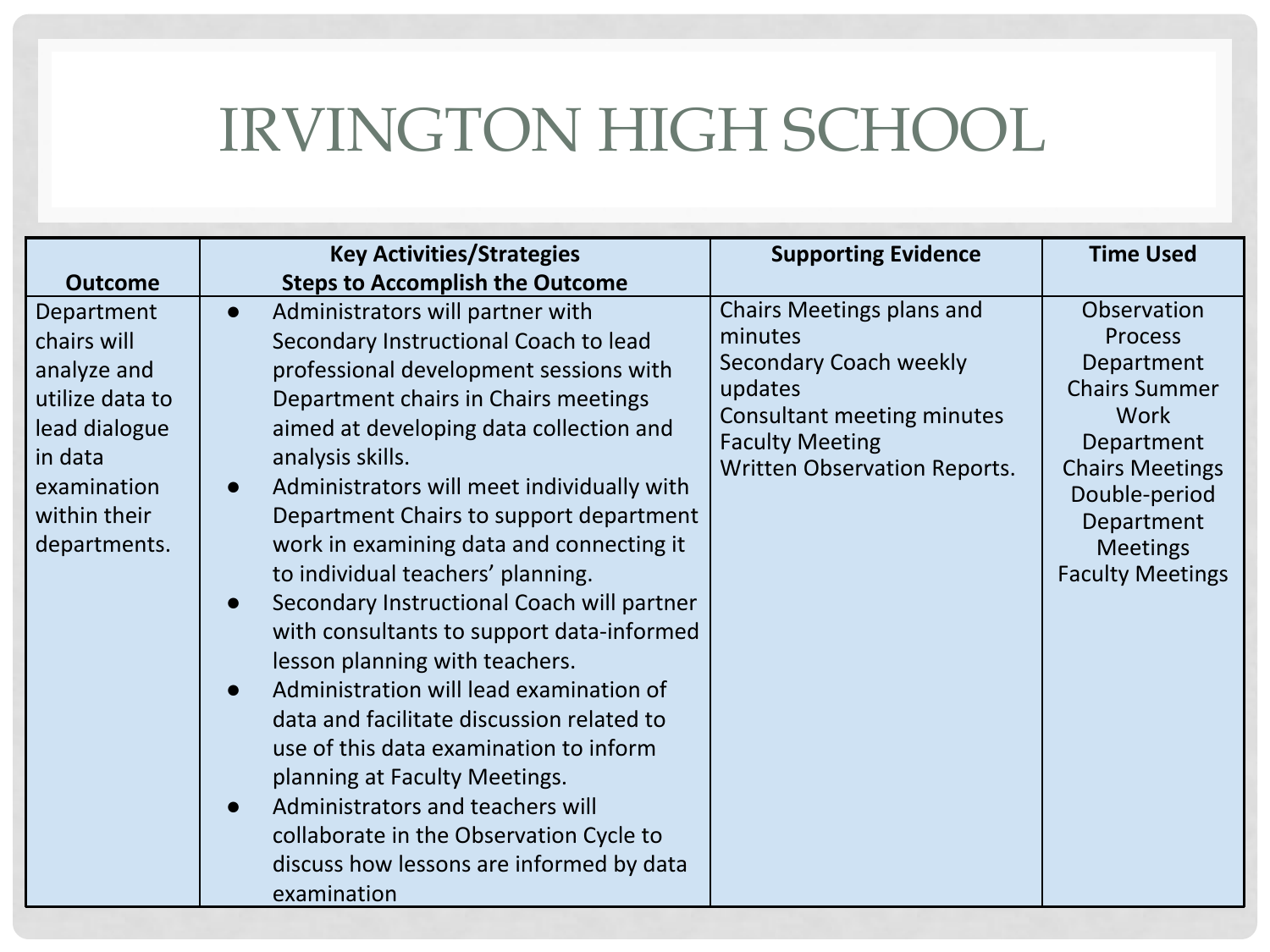# IRVINGTON HIGH SCHOOL

| Outcome | Key Activities/Strategies<br>Steps to Accomplish the Outcome | Supporting Evidence | Time Used |
|---|---|---|---|
| Department chairs will analyze and utilize data to lead dialogue in data examination within their departments. | ● Administrators will partner with Secondary Instructional Coach to lead professional development sessions with Department chairs in Chairs meetings aimed at developing data collection and analysis skills.<br>● Administrators will meet individually with Department Chairs to support department work in examining data and connecting it to individual teachers' planning.<br>● Secondary Instructional Coach will partner with consultants to support data-informed lesson planning with teachers.<br>● Administration will lead examination of data and facilitate discussion related to use of this data examination to inform planning at Faculty Meetings.<br>● Administrators and teachers will collaborate in the Observation Cycle to discuss how lessons are informed by data examination | Chairs Meetings plans and minutes<br>Secondary Coach weekly updates<br>Consultant meeting minutes<br>Faculty Meeting<br>Written Observation Reports. | Observation Process<br>Department Chairs Summer Work<br>Department Chairs Meetings<br>Double-period Department Meetings<br>Faculty Meetings |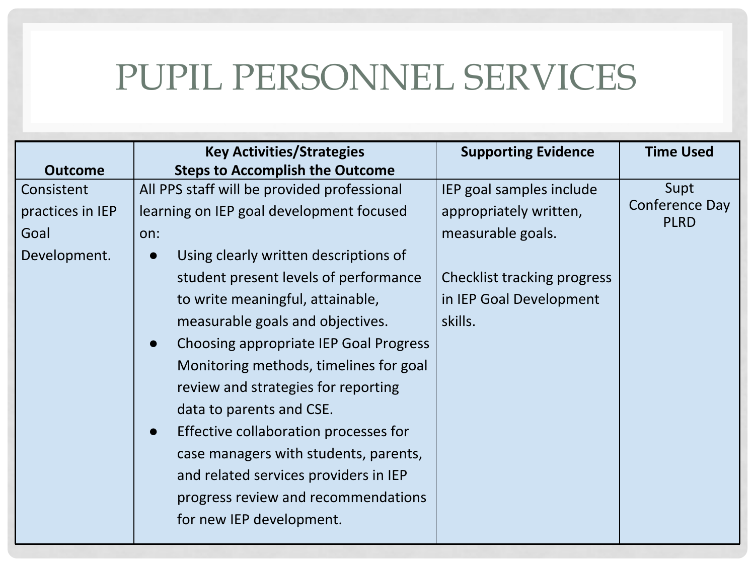# PUPIL PERSONNEL SERVICES

| Outcome | Key Activities/Strategies<br>Steps to Accomplish the Outcome | Supporting Evidence | Time Used |
|---|---|---|---|
| Consistent practices in IEP Goal Development. | All PPS staff will be provided professional learning on IEP goal development focused on:<br>● Using clearly written descriptions of student present levels of performance to write meaningful, attainable, measurable goals and objectives.<br>● Choosing appropriate IEP Goal Progress Monitoring methods, timelines for goal review and strategies for reporting data to parents and CSE.<br>● Effective collaboration processes for case managers with students, parents, and related services providers in IEP progress review and recommendations for new IEP development. | IEP goal samples include appropriately written, measurable goals.<br><br>Checklist tracking progress in IEP Goal Development skills. | Supt Conference Day PLRD |